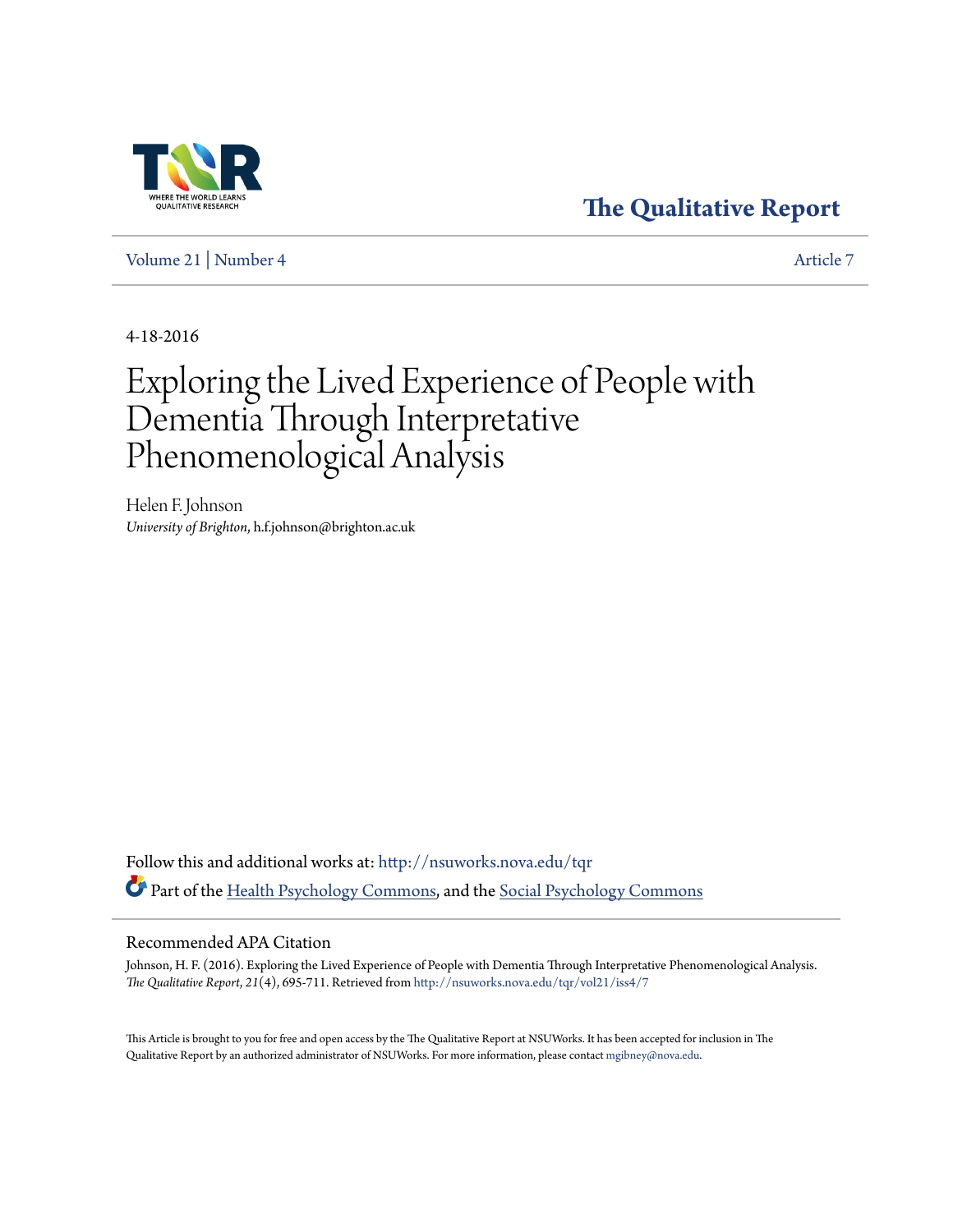# The Qualitative Report

Volume 21 | Number 4 Article 7

4-18-2016

# Exploring the Lived Experience of People with Dementia Through Interpretative Phenomenological Analysis

Helen F. Johnson
*University of Brighton*, h.f.johnson@brighton.ac.uk

Follow this and additional works at: http://nsuworks.nova.edu/tqr

Part of the Health Psychology Commons, and the Social Psychology Commons

## Recommended APA Citation

Johnson, H. F. (2016). Exploring the Lived Experience of People with Dementia Through Interpretative Phenomenological Analysis. *The Qualitative Report*, *21*(4), 695-711. Retrieved from http://nsuworks.nova.edu/tqr/vol21/iss4/7

This Article is brought to you for free and open access by the The Qualitative Report at NSUWorks. It has been accepted for inclusion in The Qualitative Report by an authorized administrator of NSUWorks. For more information, please contact mgibney@nova.edu.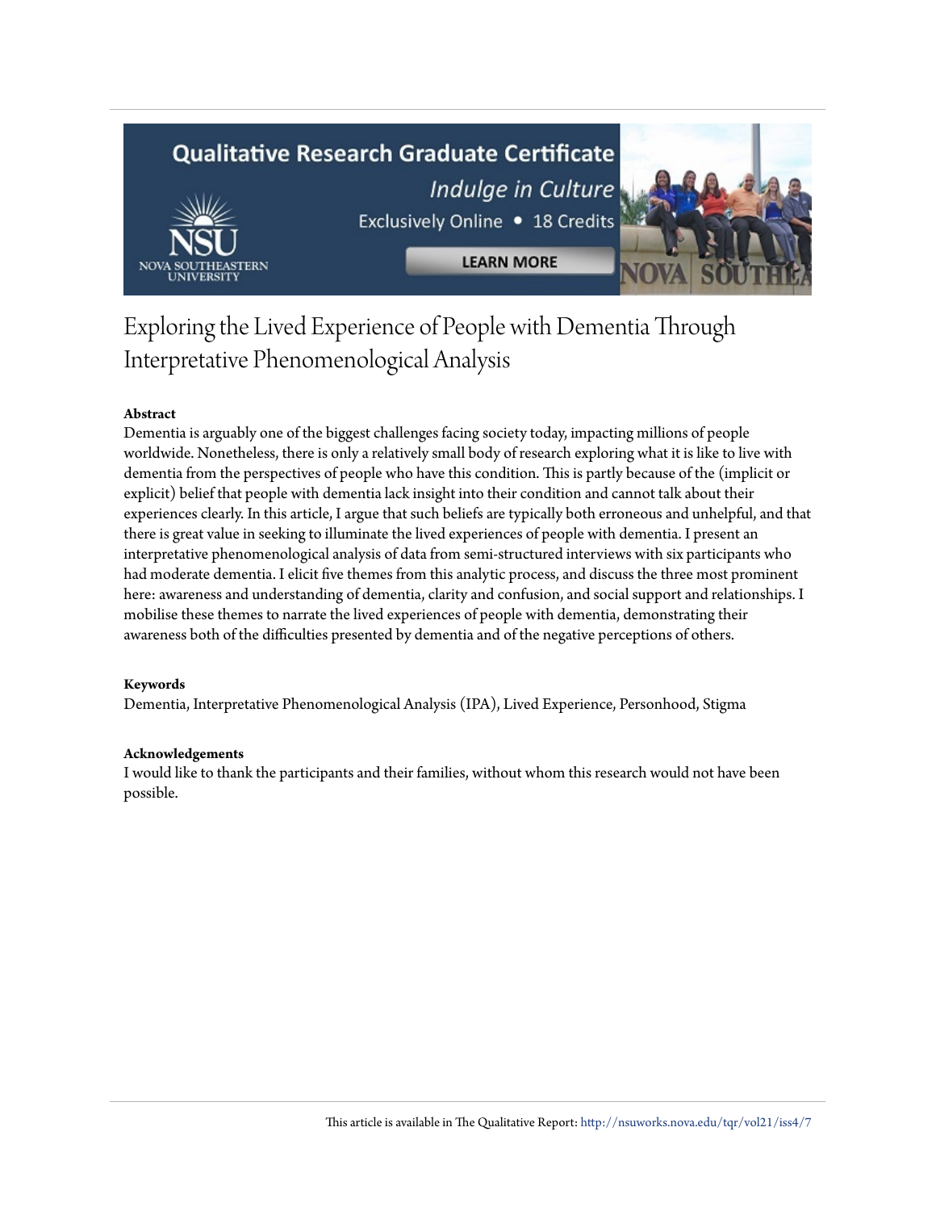# Exploring the Lived Experience of People with Dementia Through Interpretative Phenomenological Analysis

**Abstract**

Dementia is arguably one of the biggest challenges facing society today, impacting millions of people worldwide. Nonetheless, there is only a relatively small body of research exploring what it is like to live with dementia from the perspectives of people who have this condition. This is partly because of the (implicit or explicit) belief that people with dementia lack insight into their condition and cannot talk about their experiences clearly. In this article, I argue that such beliefs are typically both erroneous and unhelpful, and that there is great value in seeking to illuminate the lived experiences of people with dementia. I present an interpretative phenomenological analysis of data from semi-structured interviews with six participants who had moderate dementia. I elicit five themes from this analytic process, and discuss the three most prominent here: awareness and understanding of dementia, clarity and confusion, and social support and relationships. I mobilise these themes to narrate the lived experiences of people with dementia, demonstrating their awareness both of the difficulties presented by dementia and of the negative perceptions of others.

**Keywords**

Dementia, Interpretative Phenomenological Analysis (IPA), Lived Experience, Personhood, Stigma

**Acknowledgements**

I would like to thank the participants and their families, without whom this research would not have been possible.

This article is available in The Qualitative Report: http://nsuworks.nova.edu/tqr/vol21/iss4/7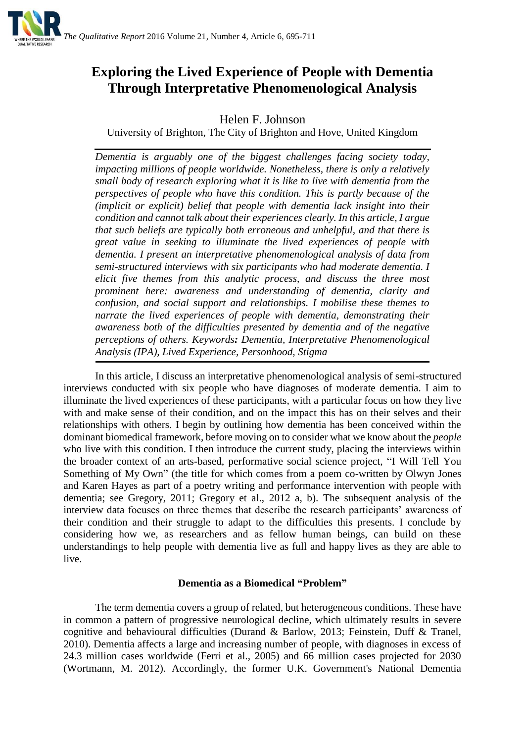# Exploring the Lived Experience of People with Dementia Through Interpretative Phenomenological Analysis

Helen F. Johnson

University of Brighton, The City of Brighton and Hove, United Kingdom

*Dementia is arguably one of the biggest challenges facing society today, impacting millions of people worldwide. Nonetheless, there is only a relatively small body of research exploring what it is like to live with dementia from the perspectives of people who have this condition. This is partly because of the (implicit or explicit) belief that people with dementia lack insight into their condition and cannot talk about their experiences clearly. In this article, I argue that such beliefs are typically both erroneous and unhelpful, and that there is great value in seeking to illuminate the lived experiences of people with dementia. I present an interpretative phenomenological analysis of data from semi-structured interviews with six participants who had moderate dementia. I elicit five themes from this analytic process, and discuss the three most prominent here: awareness and understanding of dementia, clarity and confusion, and social support and relationships. I mobilise these themes to narrate the lived experiences of people with dementia, demonstrating their awareness both of the difficulties presented by dementia and of the negative perceptions of others. Keywords**:** Dementia, Interpretative Phenomenological Analysis (IPA), Lived Experience, Personhood, Stigma*

In this article, I discuss an interpretative phenomenological analysis of semi-structured interviews conducted with six people who have diagnoses of moderate dementia. I aim to illuminate the lived experiences of these participants, with a particular focus on how they live with and make sense of their condition, and on the impact this has on their selves and their relationships with others. I begin by outlining how dementia has been conceived within the dominant biomedical framework, before moving on to consider what we know about the *people* who live with this condition. I then introduce the current study, placing the interviews within the broader context of an arts-based, performative social science project, "I Will Tell You Something of My Own" (the title for which comes from a poem co-written by Olwyn Jones and Karen Hayes as part of a poetry writing and performance intervention with people with dementia; see Gregory, 2011; Gregory et al., 2012 a, b). The subsequent analysis of the interview data focuses on three themes that describe the research participants' awareness of their condition and their struggle to adapt to the difficulties this presents. I conclude by considering how we, as researchers and as fellow human beings, can build on these understandings to help people with dementia live as full and happy lives as they are able to live.

## Dementia as a Biomedical "Problem"

The term dementia covers a group of related, but heterogeneous conditions. These have in common a pattern of progressive neurological decline, which ultimately results in severe cognitive and behavioural difficulties (Durand & Barlow, 2013; Feinstein, Duff & Tranel, 2010). Dementia affects a large and increasing number of people, with diagnoses in excess of 24.3 million cases worldwide (Ferri et al., 2005) and 66 million cases projected for 2030 (Wortmann, M. 2012). Accordingly, the former U.K. Government's National Dementia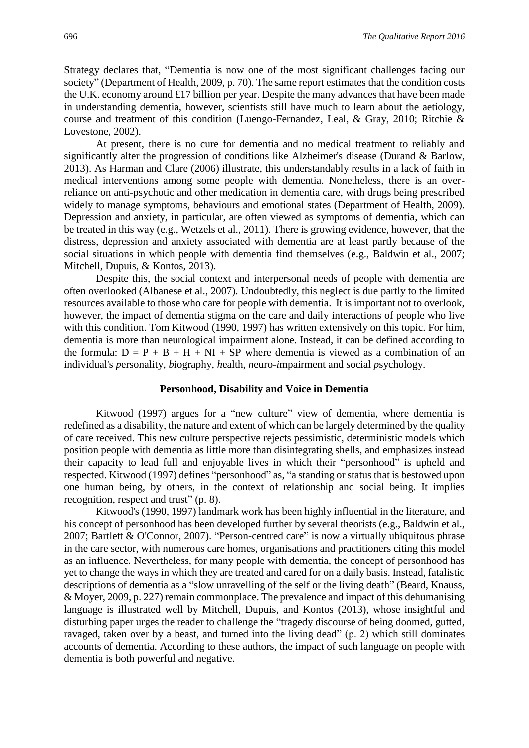Strategy declares that, "Dementia is now one of the most significant challenges facing our society" (Department of Health, 2009, p. 70). The same report estimates that the condition costs the U.K. economy around £17 billion per year. Despite the many advances that have been made in understanding dementia, however, scientists still have much to learn about the aetiology, course and treatment of this condition (Luengo-Fernandez, Leal, & Gray, 2010; Ritchie & Lovestone, 2002).

At present, there is no cure for dementia and no medical treatment to reliably and significantly alter the progression of conditions like Alzheimer's disease (Durand & Barlow, 2013). As Harman and Clare (2006) illustrate, this understandably results in a lack of faith in medical interventions among some people with dementia. Nonetheless, there is an over-reliance on anti-psychotic and other medication in dementia care, with drugs being prescribed widely to manage symptoms, behaviours and emotional states (Department of Health, 2009). Depression and anxiety, in particular, are often viewed as symptoms of dementia, which can be treated in this way (e.g., Wetzels et al., 2011). There is growing evidence, however, that the distress, depression and anxiety associated with dementia are at least partly because of the social situations in which people with dementia find themselves (e.g., Baldwin et al., 2007; Mitchell, Dupuis, & Kontos, 2013).

Despite this, the social context and interpersonal needs of people with dementia are often overlooked (Albanese et al., 2007). Undoubtedly, this neglect is due partly to the limited resources available to those who care for people with dementia. It is important not to overlook, however, the impact of dementia stigma on the care and daily interactions of people who live with this condition. Tom Kitwood (1990, 1997) has written extensively on this topic. For him, dementia is more than neurological impairment alone. Instead, it can be defined according to the formula: $D = P + B + H + NI + SP$ where dementia is viewed as a combination of an individual's *p*ersonality, *b*iography, *h*ealth, *n*euro-*i*mpairment and *s*ocial *p*sychology.

## Personhood, Disability and Voice in Dementia

Kitwood (1997) argues for a "new culture" view of dementia, where dementia is redefined as a disability, the nature and extent of which can be largely determined by the quality of care received. This new culture perspective rejects pessimistic, deterministic models which position people with dementia as little more than disintegrating shells, and emphasizes instead their capacity to lead full and enjoyable lives in which their "personhood" is upheld and respected. Kitwood (1997) defines "personhood" as, "a standing or status that is bestowed upon one human being, by others, in the context of relationship and social being. It implies recognition, respect and trust" (p. 8).

Kitwood's (1990, 1997) landmark work has been highly influential in the literature, and his concept of personhood has been developed further by several theorists (e.g., Baldwin et al., 2007; Bartlett & O'Connor, 2007). "Person-centred care" is now a virtually ubiquitous phrase in the care sector, with numerous care homes, organisations and practitioners citing this model as an influence. Nevertheless, for many people with dementia, the concept of personhood has yet to change the ways in which they are treated and cared for on a daily basis. Instead, fatalistic descriptions of dementia as a "slow unravelling of the self or the living death" (Beard, Knauss, & Moyer, 2009, p. 227) remain commonplace. The prevalence and impact of this dehumanising language is illustrated well by Mitchell, Dupuis, and Kontos (2013), whose insightful and disturbing paper urges the reader to challenge the "tragedy discourse of being doomed, gutted, ravaged, taken over by a beast, and turned into the living dead" (p. 2) which still dominates accounts of dementia. According to these authors, the impact of such language on people with dementia is both powerful and negative.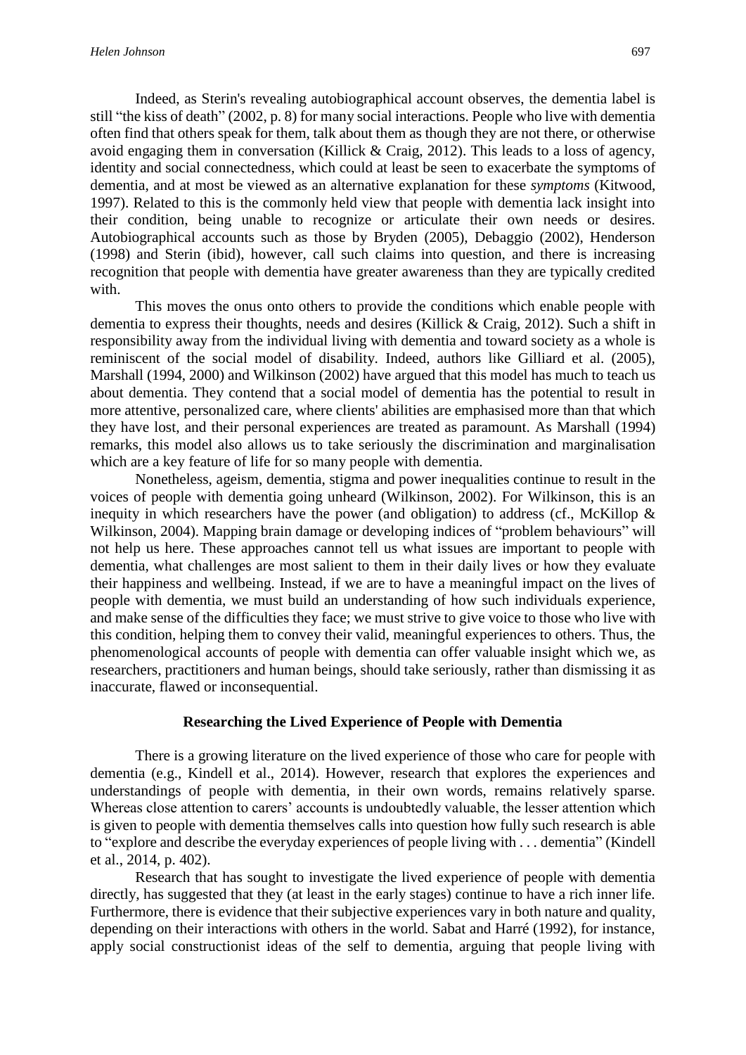Indeed, as Sterin's revealing autobiographical account observes, the dementia label is still "the kiss of death" (2002, p. 8) for many social interactions. People who live with dementia often find that others speak for them, talk about them as though they are not there, or otherwise avoid engaging them in conversation (Killick & Craig, 2012). This leads to a loss of agency, identity and social connectedness, which could at least be seen to exacerbate the symptoms of dementia, and at most be viewed as an alternative explanation for these *symptoms* (Kitwood, 1997). Related to this is the commonly held view that people with dementia lack insight into their condition, being unable to recognize or articulate their own needs or desires. Autobiographical accounts such as those by Bryden (2005), Debaggio (2002), Henderson (1998) and Sterin (ibid), however, call such claims into question, and there is increasing recognition that people with dementia have greater awareness than they are typically credited with.

This moves the onus onto others to provide the conditions which enable people with dementia to express their thoughts, needs and desires (Killick & Craig, 2012). Such a shift in responsibility away from the individual living with dementia and toward society as a whole is reminiscent of the social model of disability. Indeed, authors like Gilliard et al. (2005), Marshall (1994, 2000) and Wilkinson (2002) have argued that this model has much to teach us about dementia. They contend that a social model of dementia has the potential to result in more attentive, personalized care, where clients' abilities are emphasised more than that which they have lost, and their personal experiences are treated as paramount. As Marshall (1994) remarks, this model also allows us to take seriously the discrimination and marginalisation which are a key feature of life for so many people with dementia.

Nonetheless, ageism, dementia, stigma and power inequalities continue to result in the voices of people with dementia going unheard (Wilkinson, 2002). For Wilkinson, this is an inequity in which researchers have the power (and obligation) to address (cf., McKillop & Wilkinson, 2004). Mapping brain damage or developing indices of "problem behaviours" will not help us here. These approaches cannot tell us what issues are important to people with dementia, what challenges are most salient to them in their daily lives or how they evaluate their happiness and wellbeing. Instead, if we are to have a meaningful impact on the lives of people with dementia, we must build an understanding of how such individuals experience, and make sense of the difficulties they face; we must strive to give voice to those who live with this condition, helping them to convey their valid, meaningful experiences to others. Thus, the phenomenological accounts of people with dementia can offer valuable insight which we, as researchers, practitioners and human beings, should take seriously, rather than dismissing it as inaccurate, flawed or inconsequential.

## Researching the Lived Experience of People with Dementia

There is a growing literature on the lived experience of those who care for people with dementia (e.g., Kindell et al., 2014). However, research that explores the experiences and understandings of people with dementia, in their own words, remains relatively sparse. Whereas close attention to carers' accounts is undoubtedly valuable, the lesser attention which is given to people with dementia themselves calls into question how fully such research is able to "explore and describe the everyday experiences of people living with . . . dementia" (Kindell et al., 2014, p. 402).

Research that has sought to investigate the lived experience of people with dementia directly, has suggested that they (at least in the early stages) continue to have a rich inner life. Furthermore, there is evidence that their subjective experiences vary in both nature and quality, depending on their interactions with others in the world. Sabat and Harré (1992), for instance, apply social constructionist ideas of the self to dementia, arguing that people living with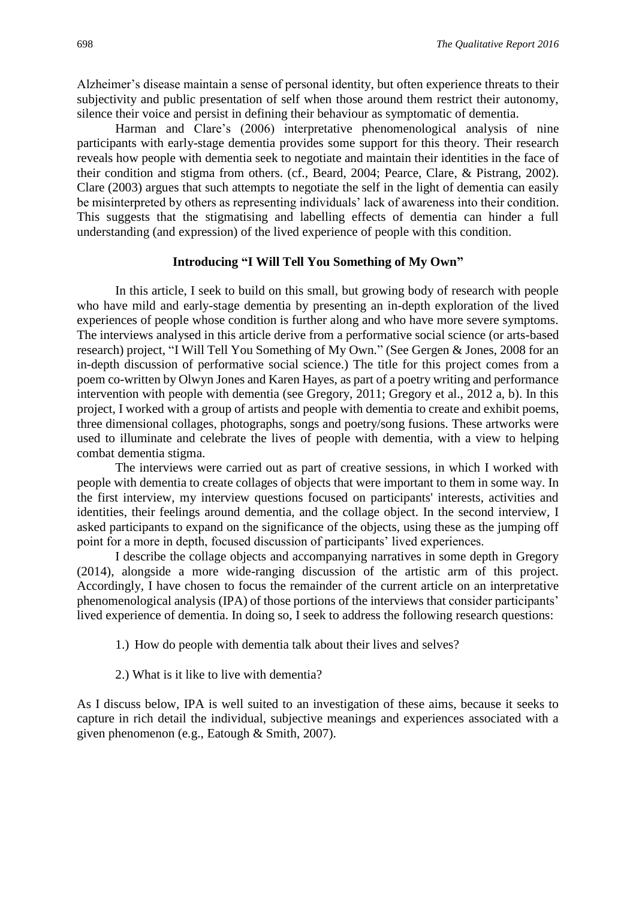Alzheimer's disease maintain a sense of personal identity, but often experience threats to their subjectivity and public presentation of self when those around them restrict their autonomy, silence their voice and persist in defining their behaviour as symptomatic of dementia.

Harman and Clare's (2006) interpretative phenomenological analysis of nine participants with early-stage dementia provides some support for this theory. Their research reveals how people with dementia seek to negotiate and maintain their identities in the face of their condition and stigma from others. (cf., Beard, 2004; Pearce, Clare, & Pistrang, 2002). Clare (2003) argues that such attempts to negotiate the self in the light of dementia can easily be misinterpreted by others as representing individuals' lack of awareness into their condition. This suggests that the stigmatising and labelling effects of dementia can hinder a full understanding (and expression) of the lived experience of people with this condition.

## Introducing "I Will Tell You Something of My Own"

In this article, I seek to build on this small, but growing body of research with people who have mild and early-stage dementia by presenting an in-depth exploration of the lived experiences of people whose condition is further along and who have more severe symptoms. The interviews analysed in this article derive from a performative social science (or arts-based research) project, "I Will Tell You Something of My Own." (See Gergen & Jones, 2008 for an in-depth discussion of performative social science.) The title for this project comes from a poem co-written by Olwyn Jones and Karen Hayes, as part of a poetry writing and performance intervention with people with dementia (see Gregory, 2011; Gregory et al., 2012 a, b). In this project, I worked with a group of artists and people with dementia to create and exhibit poems, three dimensional collages, photographs, songs and poetry/song fusions. These artworks were used to illuminate and celebrate the lives of people with dementia, with a view to helping combat dementia stigma.

The interviews were carried out as part of creative sessions, in which I worked with people with dementia to create collages of objects that were important to them in some way. In the first interview, my interview questions focused on participants' interests, activities and identities, their feelings around dementia, and the collage object. In the second interview, I asked participants to expand on the significance of the objects, using these as the jumping off point for a more in depth, focused discussion of participants' lived experiences.

I describe the collage objects and accompanying narratives in some depth in Gregory (2014), alongside a more wide-ranging discussion of the artistic arm of this project. Accordingly, I have chosen to focus the remainder of the current article on an interpretative phenomenological analysis (IPA) of those portions of the interviews that consider participants' lived experience of dementia. In doing so, I seek to address the following research questions:

1.) How do people with dementia talk about their lives and selves?

2.) What is it like to live with dementia?

As I discuss below, IPA is well suited to an investigation of these aims, because it seeks to capture in rich detail the individual, subjective meanings and experiences associated with a given phenomenon (e.g., Eatough & Smith, 2007).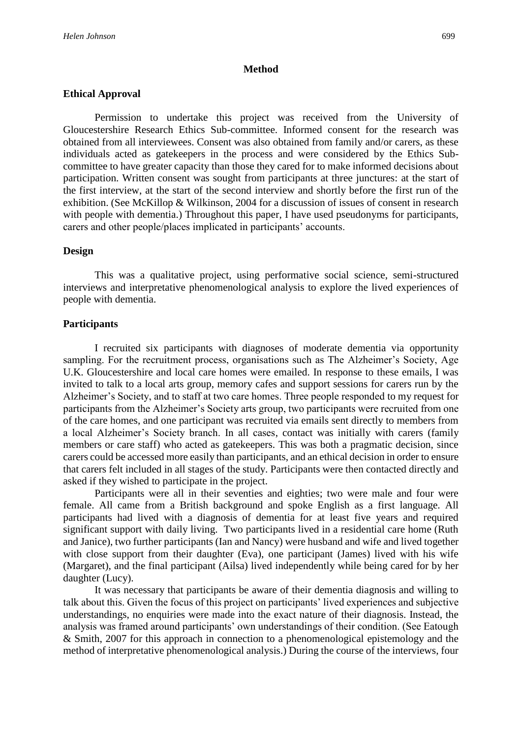## Method

### Ethical Approval

Permission to undertake this project was received from the University of Gloucestershire Research Ethics Sub-committee. Informed consent for the research was obtained from all interviewees. Consent was also obtained from family and/or carers, as these individuals acted as gatekeepers in the process and were considered by the Ethics Sub-committee to have greater capacity than those they cared for to make informed decisions about participation. Written consent was sought from participants at three junctures: at the start of the first interview, at the start of the second interview and shortly before the first run of the exhibition. (See McKillop & Wilkinson, 2004 for a discussion of issues of consent in research with people with dementia.) Throughout this paper, I have used pseudonyms for participants, carers and other people/places implicated in participants' accounts.

### Design

This was a qualitative project, using performative social science, semi-structured interviews and interpretative phenomenological analysis to explore the lived experiences of people with dementia.

### Participants

I recruited six participants with diagnoses of moderate dementia via opportunity sampling. For the recruitment process, organisations such as The Alzheimer's Society, Age U.K. Gloucestershire and local care homes were emailed. In response to these emails, I was invited to talk to a local arts group, memory cafes and support sessions for carers run by the Alzheimer's Society, and to staff at two care homes. Three people responded to my request for participants from the Alzheimer's Society arts group, two participants were recruited from one of the care homes, and one participant was recruited via emails sent directly to members from a local Alzheimer's Society branch. In all cases, contact was initially with carers (family members or care staff) who acted as gatekeepers. This was both a pragmatic decision, since carers could be accessed more easily than participants, and an ethical decision in order to ensure that carers felt included in all stages of the study. Participants were then contacted directly and asked if they wished to participate in the project.

Participants were all in their seventies and eighties; two were male and four were female. All came from a British background and spoke English as a first language. All participants had lived with a diagnosis of dementia for at least five years and required significant support with daily living. Two participants lived in a residential care home (Ruth and Janice), two further participants (Ian and Nancy) were husband and wife and lived together with close support from their daughter (Eva), one participant (James) lived with his wife (Margaret), and the final participant (Ailsa) lived independently while being cared for by her daughter (Lucy).

It was necessary that participants be aware of their dementia diagnosis and willing to talk about this. Given the focus of this project on participants' lived experiences and subjective understandings, no enquiries were made into the exact nature of their diagnosis. Instead, the analysis was framed around participants' own understandings of their condition. (See Eatough & Smith, 2007 for this approach in connection to a phenomenological epistemology and the method of interpretative phenomenological analysis.) During the course of the interviews, four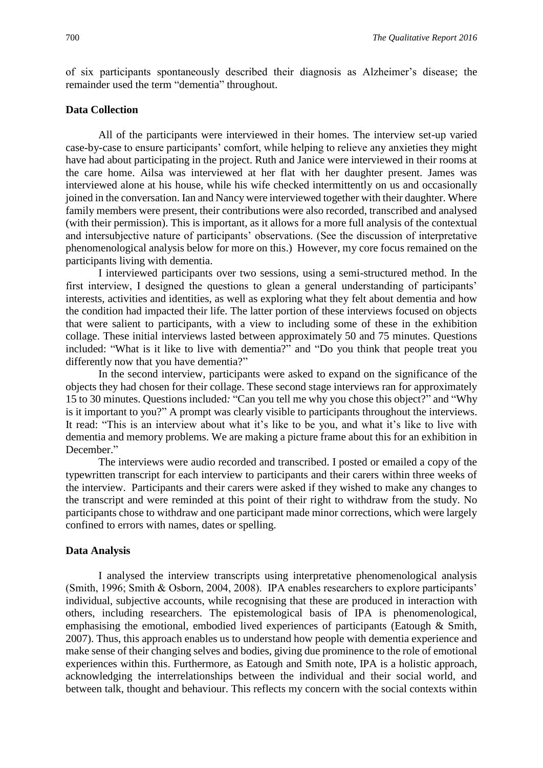of six participants spontaneously described their diagnosis as Alzheimer's disease; the remainder used the term "dementia" throughout.

### Data Collection

All of the participants were interviewed in their homes. The interview set-up varied case-by-case to ensure participants' comfort, while helping to relieve any anxieties they might have had about participating in the project. Ruth and Janice were interviewed in their rooms at the care home. Ailsa was interviewed at her flat with her daughter present. James was interviewed alone at his house, while his wife checked intermittently on us and occasionally joined in the conversation. Ian and Nancy were interviewed together with their daughter. Where family members were present, their contributions were also recorded, transcribed and analysed (with their permission). This is important, as it allows for a more full analysis of the contextual and intersubjective nature of participants' observations. (See the discussion of interpretative phenomenological analysis below for more on this.) However, my core focus remained on the participants living with dementia.

I interviewed participants over two sessions, using a semi-structured method. In the first interview, I designed the questions to glean a general understanding of participants' interests, activities and identities, as well as exploring what they felt about dementia and how the condition had impacted their life. The latter portion of these interviews focused on objects that were salient to participants, with a view to including some of these in the exhibition collage. These initial interviews lasted between approximately 50 and 75 minutes. Questions included: "What is it like to live with dementia?" and "Do you think that people treat you differently now that you have dementia?"

In the second interview, participants were asked to expand on the significance of the objects they had chosen for their collage. These second stage interviews ran for approximately 15 to 30 minutes. Questions included: "Can you tell me why you chose this object?" and "Why is it important to you?" A prompt was clearly visible to participants throughout the interviews. It read: "This is an interview about what it's like to be you, and what it's like to live with dementia and memory problems. We are making a picture frame about this for an exhibition in December."

The interviews were audio recorded and transcribed. I posted or emailed a copy of the typewritten transcript for each interview to participants and their carers within three weeks of the interview. Participants and their carers were asked if they wished to make any changes to the transcript and were reminded at this point of their right to withdraw from the study. No participants chose to withdraw and one participant made minor corrections, which were largely confined to errors with names, dates or spelling.

### Data Analysis

I analysed the interview transcripts using interpretative phenomenological analysis (Smith, 1996; Smith & Osborn, 2004, 2008). IPA enables researchers to explore participants' individual, subjective accounts, while recognising that these are produced in interaction with others, including researchers. The epistemological basis of IPA is phenomenological, emphasising the emotional, embodied lived experiences of participants (Eatough & Smith, 2007). Thus, this approach enables us to understand how people with dementia experience and make sense of their changing selves and bodies, giving due prominence to the role of emotional experiences within this. Furthermore, as Eatough and Smith note, IPA is a holistic approach, acknowledging the interrelationships between the individual and their social world, and between talk, thought and behaviour. This reflects my concern with the social contexts within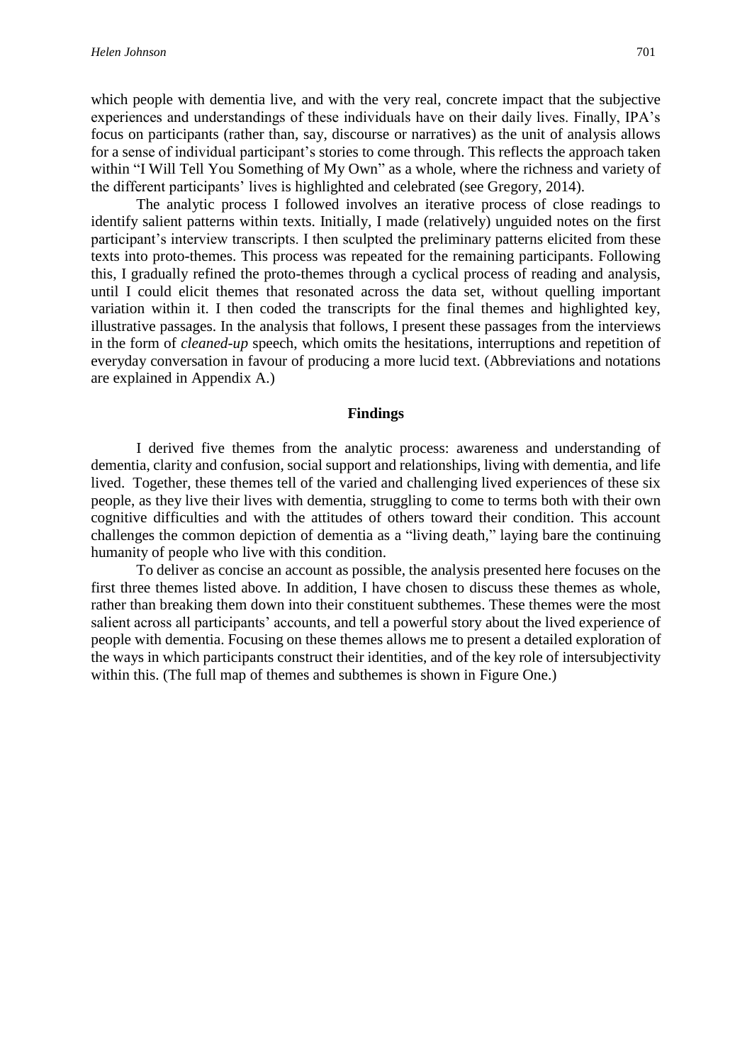which people with dementia live, and with the very real, concrete impact that the subjective experiences and understandings of these individuals have on their daily lives. Finally, IPA's focus on participants (rather than, say, discourse or narratives) as the unit of analysis allows for a sense of individual participant's stories to come through. This reflects the approach taken within "I Will Tell You Something of My Own" as a whole, where the richness and variety of the different participants' lives is highlighted and celebrated (see Gregory, 2014).

The analytic process I followed involves an iterative process of close readings to identify salient patterns within texts. Initially, I made (relatively) unguided notes on the first participant's interview transcripts. I then sculpted the preliminary patterns elicited from these texts into proto-themes. This process was repeated for the remaining participants. Following this, I gradually refined the proto-themes through a cyclical process of reading and analysis, until I could elicit themes that resonated across the data set, without quelling important variation within it. I then coded the transcripts for the final themes and highlighted key, illustrative passages. In the analysis that follows, I present these passages from the interviews in the form of *cleaned-up* speech, which omits the hesitations, interruptions and repetition of everyday conversation in favour of producing a more lucid text. (Abbreviations and notations are explained in Appendix A.)

## Findings

I derived five themes from the analytic process: awareness and understanding of dementia, clarity and confusion, social support and relationships, living with dementia, and life lived. Together, these themes tell of the varied and challenging lived experiences of these six people, as they live their lives with dementia, struggling to come to terms both with their own cognitive difficulties and with the attitudes of others toward their condition. This account challenges the common depiction of dementia as a "living death," laying bare the continuing humanity of people who live with this condition.

To deliver as concise an account as possible, the analysis presented here focuses on the first three themes listed above. In addition, I have chosen to discuss these themes as whole, rather than breaking them down into their constituent subthemes. These themes were the most salient across all participants' accounts, and tell a powerful story about the lived experience of people with dementia. Focusing on these themes allows me to present a detailed exploration of the ways in which participants construct their identities, and of the key role of intersubjectivity within this. (The full map of themes and subthemes is shown in Figure One.)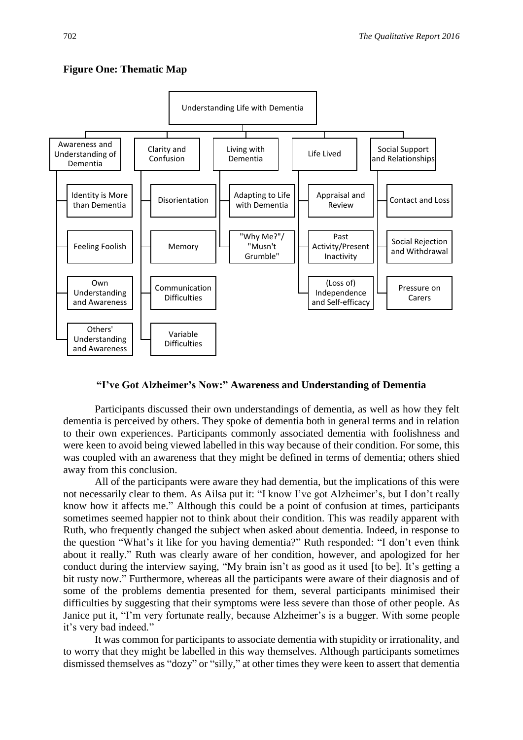**Figure One: Thematic Map**

- Understanding Life with Dementia
  - Awareness and Understanding of Dementia
    - Identity is More than Dementia
    - Feeling Foolish
    - Own Understanding and Awareness
    - Others' Understanding and Awareness
  - Clarity and Confusion
    - Disorientation
    - Memory
    - Communication Difficulties
    - Variable Difficulties
  - Living with Dementia
    - Adapting to Life with Dementia
    - "Why Me?"/ "Musn't Grumble"
  - Life Lived
    - Appraisal and Review
    - Past Activity/Present Inactivity
    - (Loss of) Independence and Self-efficacy
  - Social Support and Relationships
    - Contact and Loss
    - Social Rejection and Withdrawal
    - Pressure on Carers

### "I've Got Alzheimer's Now:" Awareness and Understanding of Dementia

Participants discussed their own understandings of dementia, as well as how they felt dementia is perceived by others. They spoke of dementia both in general terms and in relation to their own experiences. Participants commonly associated dementia with foolishness and were keen to avoid being viewed labelled in this way because of their condition. For some, this was coupled with an awareness that they might be defined in terms of dementia; others shied away from this conclusion.

All of the participants were aware they had dementia, but the implications of this were not necessarily clear to them. As Ailsa put it: "I know I've got Alzheimer's, but I don't really know how it affects me." Although this could be a point of confusion at times, participants sometimes seemed happier not to think about their condition. This was readily apparent with Ruth, who frequently changed the subject when asked about dementia. Indeed, in response to the question "What's it like for you having dementia?" Ruth responded: "I don't even think about it really." Ruth was clearly aware of her condition, however, and apologized for her conduct during the interview saying, "My brain isn't as good as it used [to be]. It's getting a bit rusty now." Furthermore, whereas all the participants were aware of their diagnosis and of some of the problems dementia presented for them, several participants minimised their difficulties by suggesting that their symptoms were less severe than those of other people. As Janice put it, "I'm very fortunate really, because Alzheimer's is a bugger. With some people it's very bad indeed."

It was common for participants to associate dementia with stupidity or irrationality, and to worry that they might be labelled in this way themselves. Although participants sometimes dismissed themselves as "dozy" or "silly," at other times they were keen to assert that dementia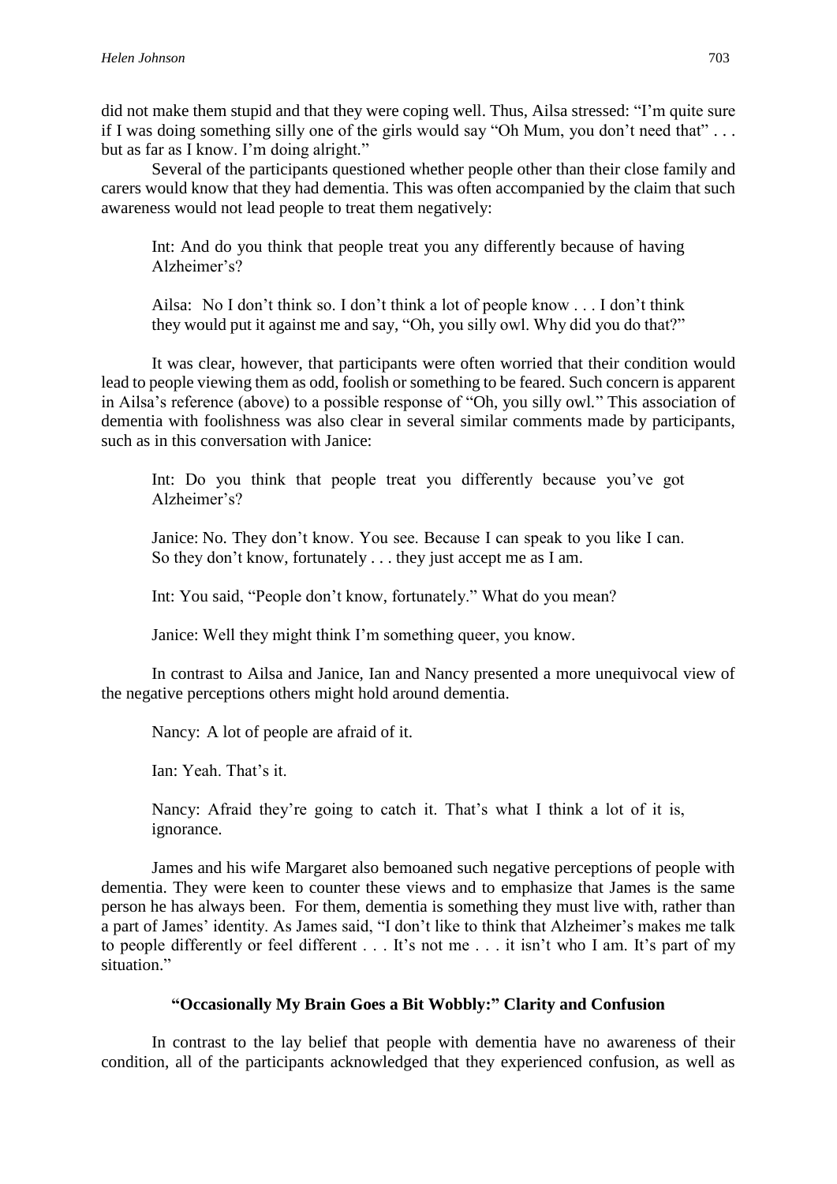did not make them stupid and that they were coping well. Thus, Ailsa stressed: "I'm quite sure if I was doing something silly one of the girls would say "Oh Mum, you don't need that" . . . but as far as I know. I'm doing alright."

Several of the participants questioned whether people other than their close family and carers would know that they had dementia. This was often accompanied by the claim that such awareness would not lead people to treat them negatively:

> Int: And do you think that people treat you any differently because of having Alzheimer's?
>
> Ailsa: No I don't think so. I don't think a lot of people know . . . I don't think they would put it against me and say, "Oh, you silly owl. Why did you do that?"

It was clear, however, that participants were often worried that their condition would lead to people viewing them as odd, foolish or something to be feared. Such concern is apparent in Ailsa's reference (above) to a possible response of "Oh, you silly owl." This association of dementia with foolishness was also clear in several similar comments made by participants, such as in this conversation with Janice:

> Int: Do you think that people treat you differently because you've got Alzheimer's?
>
> Janice: No. They don't know. You see. Because I can speak to you like I can. So they don't know, fortunately . . . they just accept me as I am.
>
> Int: You said, "People don't know, fortunately." What do you mean?
>
> Janice: Well they might think I'm something queer, you know.

In contrast to Ailsa and Janice, Ian and Nancy presented a more unequivocal view of the negative perceptions others might hold around dementia.

> Nancy: A lot of people are afraid of it.
>
> Ian: Yeah. That's it.
>
> Nancy: Afraid they're going to catch it. That's what I think a lot of it is, ignorance.

James and his wife Margaret also bemoaned such negative perceptions of people with dementia. They were keen to counter these views and to emphasize that James is the same person he has always been. For them, dementia is something they must live with, rather than a part of James' identity. As James said, "I don't like to think that Alzheimer's makes me talk to people differently or feel different . . . It's not me . . . it isn't who I am. It's part of my situation."

## "Occasionally My Brain Goes a Bit Wobbly:" Clarity and Confusion

In contrast to the lay belief that people with dementia have no awareness of their condition, all of the participants acknowledged that they experienced confusion, as well as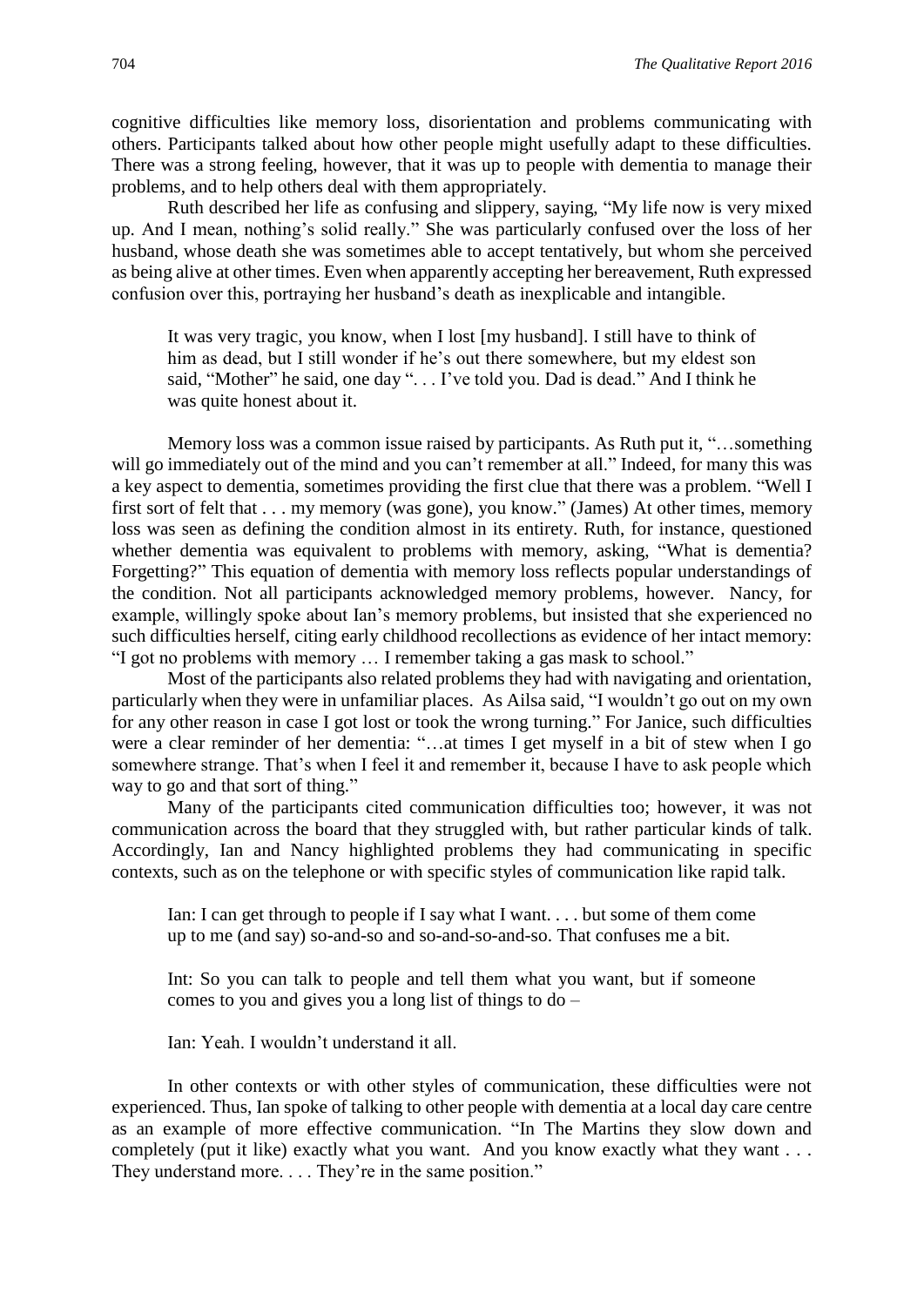cognitive difficulties like memory loss, disorientation and problems communicating with others. Participants talked about how other people might usefully adapt to these difficulties. There was a strong feeling, however, that it was up to people with dementia to manage their problems, and to help others deal with them appropriately.

Ruth described her life as confusing and slippery, saying, "My life now is very mixed up. And I mean, nothing's solid really." She was particularly confused over the loss of her husband, whose death she was sometimes able to accept tentatively, but whom she perceived as being alive at other times. Even when apparently accepting her bereavement, Ruth expressed confusion over this, portraying her husband's death as inexplicable and intangible.

> It was very tragic, you know, when I lost [my husband]. I still have to think of him as dead, but I still wonder if he's out there somewhere, but my eldest son said, "Mother" he said, one day ". . . I've told you. Dad is dead." And I think he was quite honest about it.

Memory loss was a common issue raised by participants. As Ruth put it, "…something will go immediately out of the mind and you can't remember at all." Indeed, for many this was a key aspect to dementia, sometimes providing the first clue that there was a problem. "Well I first sort of felt that . . . my memory (was gone), you know." (James) At other times, memory loss was seen as defining the condition almost in its entirety. Ruth, for instance, questioned whether dementia was equivalent to problems with memory, asking, "What is dementia? Forgetting?" This equation of dementia with memory loss reflects popular understandings of the condition. Not all participants acknowledged memory problems, however. Nancy, for example, willingly spoke about Ian's memory problems, but insisted that she experienced no such difficulties herself, citing early childhood recollections as evidence of her intact memory: "I got no problems with memory … I remember taking a gas mask to school."

Most of the participants also related problems they had with navigating and orientation, particularly when they were in unfamiliar places. As Ailsa said, "I wouldn't go out on my own for any other reason in case I got lost or took the wrong turning." For Janice, such difficulties were a clear reminder of her dementia: "…at times I get myself in a bit of stew when I go somewhere strange. That's when I feel it and remember it, because I have to ask people which way to go and that sort of thing."

Many of the participants cited communication difficulties too; however, it was not communication across the board that they struggled with, but rather particular kinds of talk. Accordingly, Ian and Nancy highlighted problems they had communicating in specific contexts, such as on the telephone or with specific styles of communication like rapid talk.

> Ian: I can get through to people if I say what I want. . . . but some of them come up to me (and say) so-and-so and so-and-so-and-so. That confuses me a bit.
>
> Int: So you can talk to people and tell them what you want, but if someone comes to you and gives you a long list of things to do –
>
> Ian: Yeah. I wouldn't understand it all.

In other contexts or with other styles of communication, these difficulties were not experienced. Thus, Ian spoke of talking to other people with dementia at a local day care centre as an example of more effective communication. "In The Martins they slow down and completely (put it like) exactly what you want. And you know exactly what they want . . . They understand more. . . . They're in the same position."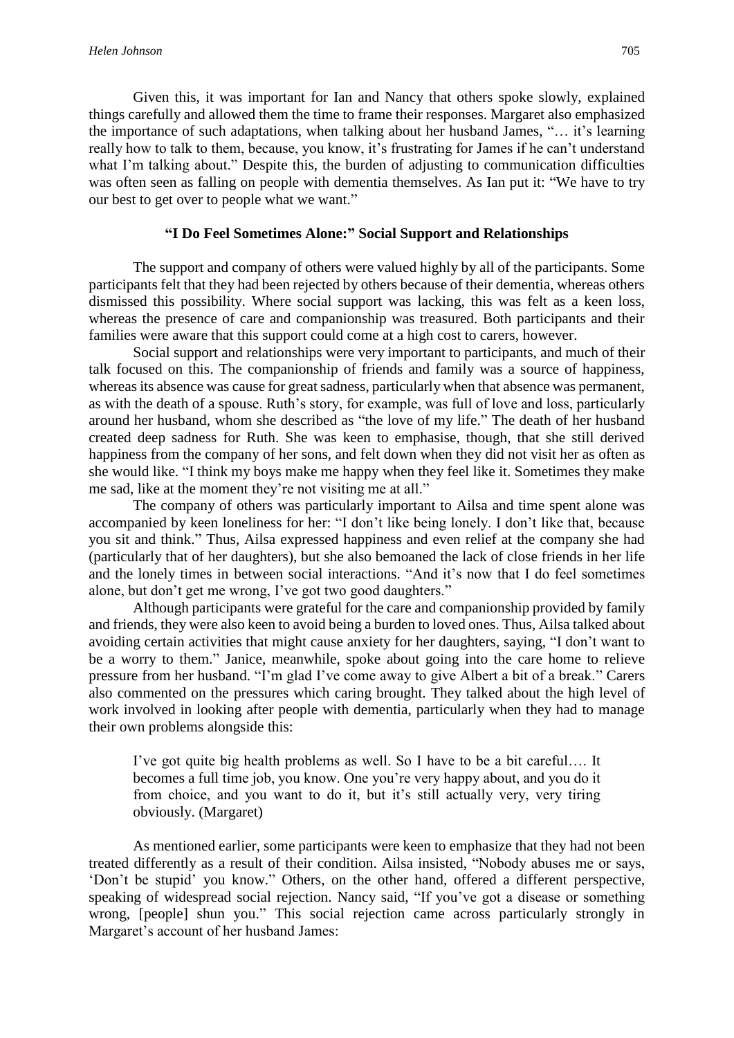Given this, it was important for Ian and Nancy that others spoke slowly, explained things carefully and allowed them the time to frame their responses. Margaret also emphasized the importance of such adaptations, when talking about her husband James, "… it's learning really how to talk to them, because, you know, it's frustrating for James if he can't understand what I'm talking about." Despite this, the burden of adjusting to communication difficulties was often seen as falling on people with dementia themselves. As Ian put it: "We have to try our best to get over to people what we want."

## "I Do Feel Sometimes Alone:" Social Support and Relationships

The support and company of others were valued highly by all of the participants. Some participants felt that they had been rejected by others because of their dementia, whereas others dismissed this possibility. Where social support was lacking, this was felt as a keen loss, whereas the presence of care and companionship was treasured. Both participants and their families were aware that this support could come at a high cost to carers, however.

Social support and relationships were very important to participants, and much of their talk focused on this. The companionship of friends and family was a source of happiness, whereas its absence was cause for great sadness, particularly when that absence was permanent, as with the death of a spouse. Ruth's story, for example, was full of love and loss, particularly around her husband, whom she described as "the love of my life." The death of her husband created deep sadness for Ruth. She was keen to emphasise, though, that she still derived happiness from the company of her sons, and felt down when they did not visit her as often as she would like. "I think my boys make me happy when they feel like it. Sometimes they make me sad, like at the moment they're not visiting me at all."

The company of others was particularly important to Ailsa and time spent alone was accompanied by keen loneliness for her: "I don't like being lonely. I don't like that, because you sit and think." Thus, Ailsa expressed happiness and even relief at the company she had (particularly that of her daughters), but she also bemoaned the lack of close friends in her life and the lonely times in between social interactions. "And it's now that I do feel sometimes alone, but don't get me wrong, I've got two good daughters."

Although participants were grateful for the care and companionship provided by family and friends, they were also keen to avoid being a burden to loved ones. Thus, Ailsa talked about avoiding certain activities that might cause anxiety for her daughters, saying, "I don't want to be a worry to them." Janice, meanwhile, spoke about going into the care home to relieve pressure from her husband. "I'm glad I've come away to give Albert a bit of a break." Carers also commented on the pressures which caring brought. They talked about the high level of work involved in looking after people with dementia, particularly when they had to manage their own problems alongside this:

> I've got quite big health problems as well. So I have to be a bit careful…. It becomes a full time job, you know. One you're very happy about, and you do it from choice, and you want to do it, but it's still actually very, very tiring obviously. (Margaret)

As mentioned earlier, some participants were keen to emphasize that they had not been treated differently as a result of their condition. Ailsa insisted, "Nobody abuses me or says, 'Don't be stupid' you know." Others, on the other hand, offered a different perspective, speaking of widespread social rejection. Nancy said, "If you've got a disease or something wrong, [people] shun you." This social rejection came across particularly strongly in Margaret's account of her husband James: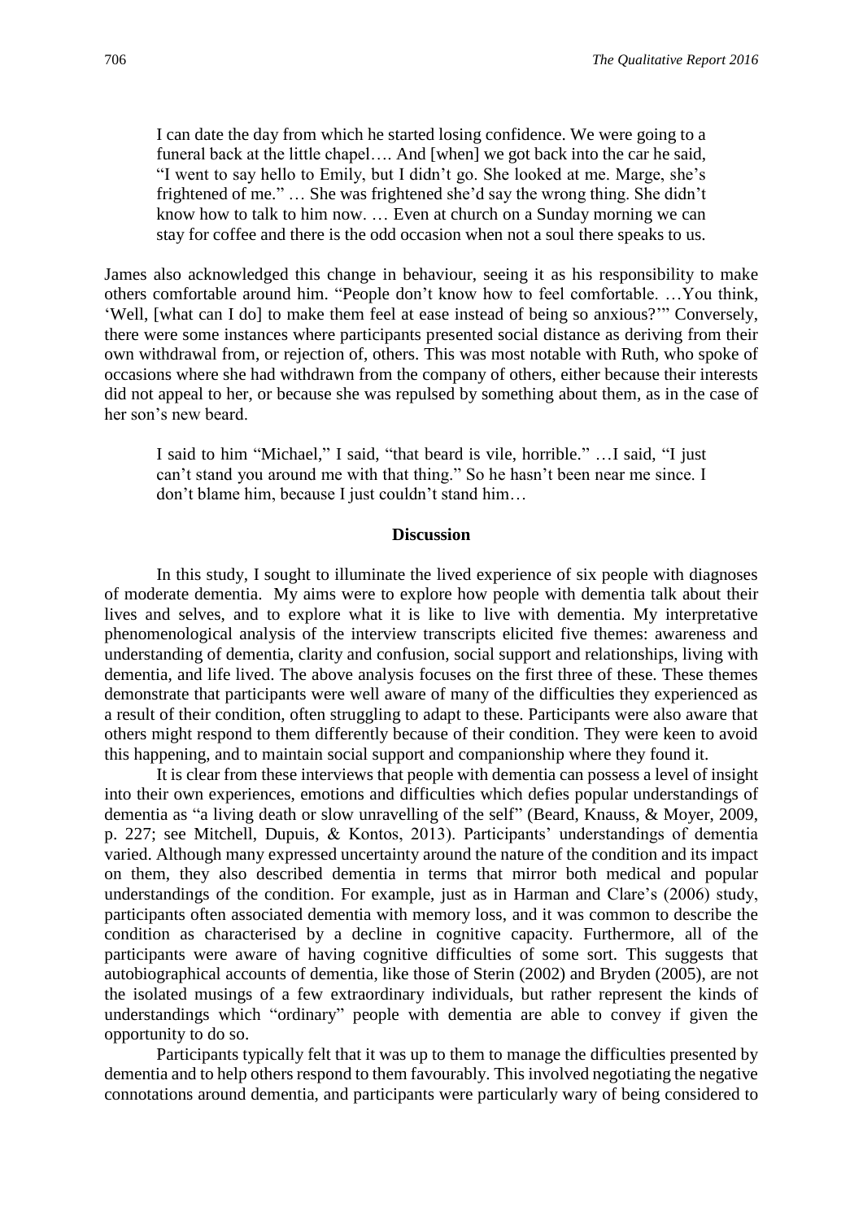> I can date the day from which he started losing confidence. We were going to a funeral back at the little chapel…. And [when] we got back into the car he said, "I went to say hello to Emily, but I didn't go. She looked at me. Marge, she's frightened of me." … She was frightened she'd say the wrong thing. She didn't know how to talk to him now. … Even at church on a Sunday morning we can stay for coffee and there is the odd occasion when not a soul there speaks to us.

James also acknowledged this change in behaviour, seeing it as his responsibility to make others comfortable around him. "People don't know how to feel comfortable. …You think, 'Well, [what can I do] to make them feel at ease instead of being so anxious?'" Conversely, there were some instances where participants presented social distance as deriving from their own withdrawal from, or rejection of, others. This was most notable with Ruth, who spoke of occasions where she had withdrawn from the company of others, either because their interests did not appeal to her, or because she was repulsed by something about them, as in the case of her son's new beard.

> I said to him "Michael," I said, "that beard is vile, horrible." …I said, "I just can't stand you around me with that thing." So he hasn't been near me since. I don't blame him, because I just couldn't stand him…

## Discussion

In this study, I sought to illuminate the lived experience of six people with diagnoses of moderate dementia. My aims were to explore how people with dementia talk about their lives and selves, and to explore what it is like to live with dementia. My interpretative phenomenological analysis of the interview transcripts elicited five themes: awareness and understanding of dementia, clarity and confusion, social support and relationships, living with dementia, and life lived. The above analysis focuses on the first three of these. These themes demonstrate that participants were well aware of many of the difficulties they experienced as a result of their condition, often struggling to adapt to these. Participants were also aware that others might respond to them differently because of their condition. They were keen to avoid this happening, and to maintain social support and companionship where they found it.

It is clear from these interviews that people with dementia can possess a level of insight into their own experiences, emotions and difficulties which defies popular understandings of dementia as "a living death or slow unravelling of the self" (Beard, Knauss, & Moyer, 2009, p. 227; see Mitchell, Dupuis, & Kontos, 2013). Participants' understandings of dementia varied. Although many expressed uncertainty around the nature of the condition and its impact on them, they also described dementia in terms that mirror both medical and popular understandings of the condition. For example, just as in Harman and Clare's (2006) study, participants often associated dementia with memory loss, and it was common to describe the condition as characterised by a decline in cognitive capacity. Furthermore, all of the participants were aware of having cognitive difficulties of some sort. This suggests that autobiographical accounts of dementia, like those of Sterin (2002) and Bryden (2005), are not the isolated musings of a few extraordinary individuals, but rather represent the kinds of understandings which "ordinary" people with dementia are able to convey if given the opportunity to do so.

Participants typically felt that it was up to them to manage the difficulties presented by dementia and to help others respond to them favourably. This involved negotiating the negative connotations around dementia, and participants were particularly wary of being considered to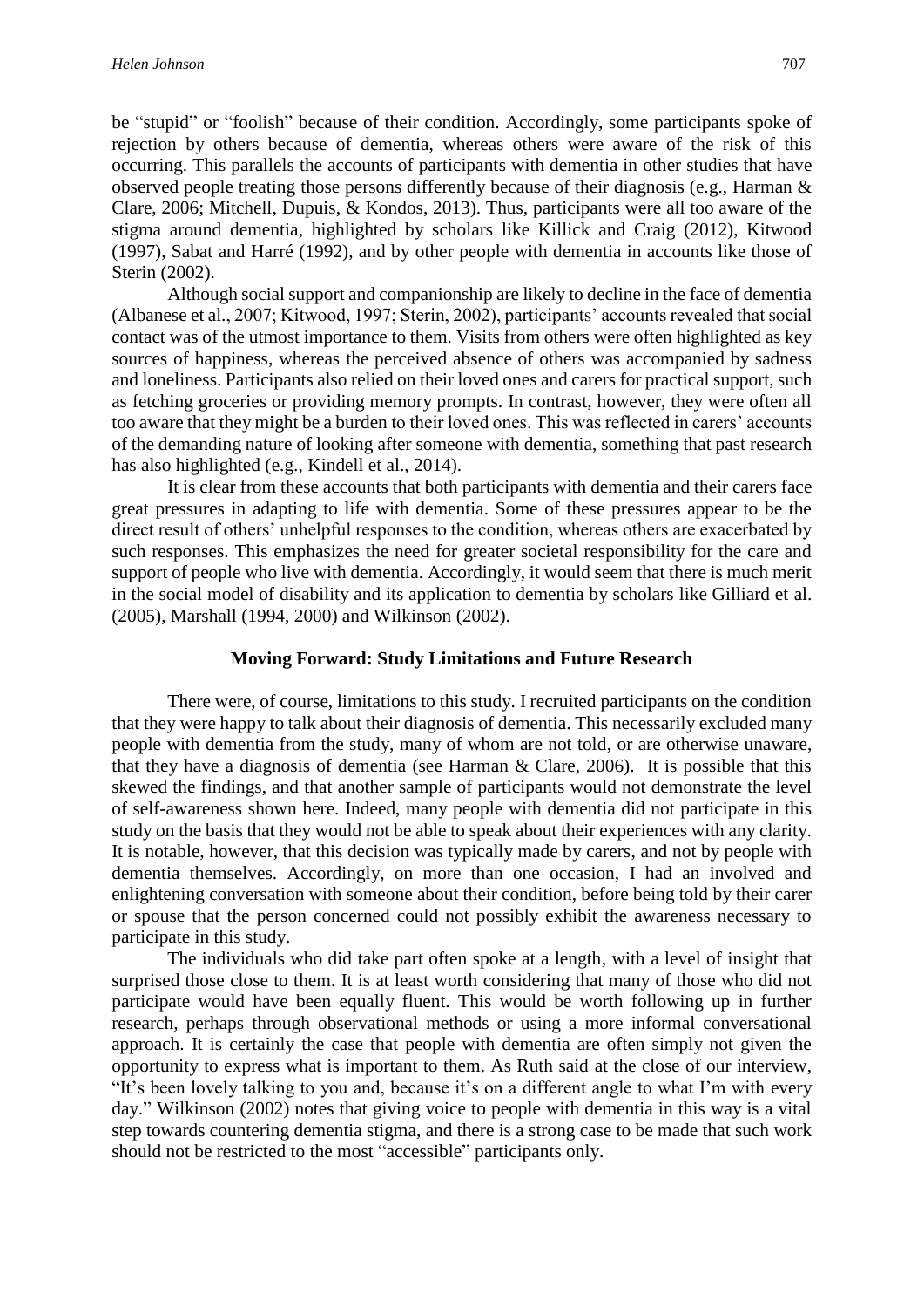be "stupid" or "foolish" because of their condition. Accordingly, some participants spoke of rejection by others because of dementia, whereas others were aware of the risk of this occurring. This parallels the accounts of participants with dementia in other studies that have observed people treating those persons differently because of their diagnosis (e.g., Harman & Clare, 2006; Mitchell, Dupuis, & Kondos, 2013). Thus, participants were all too aware of the stigma around dementia, highlighted by scholars like Killick and Craig (2012), Kitwood (1997), Sabat and Harré (1992), and by other people with dementia in accounts like those of Sterin (2002).

Although social support and companionship are likely to decline in the face of dementia (Albanese et al., 2007; Kitwood, 1997; Sterin, 2002), participants' accounts revealed that social contact was of the utmost importance to them. Visits from others were often highlighted as key sources of happiness, whereas the perceived absence of others was accompanied by sadness and loneliness. Participants also relied on their loved ones and carers for practical support, such as fetching groceries or providing memory prompts. In contrast, however, they were often all too aware that they might be a burden to their loved ones. This was reflected in carers' accounts of the demanding nature of looking after someone with dementia, something that past research has also highlighted (e.g., Kindell et al., 2014).

It is clear from these accounts that both participants with dementia and their carers face great pressures in adapting to life with dementia. Some of these pressures appear to be the direct result of others' unhelpful responses to the condition, whereas others are exacerbated by such responses. This emphasizes the need for greater societal responsibility for the care and support of people who live with dementia. Accordingly, it would seem that there is much merit in the social model of disability and its application to dementia by scholars like Gilliard et al. (2005), Marshall (1994, 2000) and Wilkinson (2002).

## Moving Forward: Study Limitations and Future Research

There were, of course, limitations to this study. I recruited participants on the condition that they were happy to talk about their diagnosis of dementia. This necessarily excluded many people with dementia from the study, many of whom are not told, or are otherwise unaware, that they have a diagnosis of dementia (see Harman & Clare, 2006). It is possible that this skewed the findings, and that another sample of participants would not demonstrate the level of self-awareness shown here. Indeed, many people with dementia did not participate in this study on the basis that they would not be able to speak about their experiences with any clarity. It is notable, however, that this decision was typically made by carers, and not by people with dementia themselves. Accordingly, on more than one occasion, I had an involved and enlightening conversation with someone about their condition, before being told by their carer or spouse that the person concerned could not possibly exhibit the awareness necessary to participate in this study.

The individuals who did take part often spoke at a length, with a level of insight that surprised those close to them. It is at least worth considering that many of those who did not participate would have been equally fluent. This would be worth following up in further research, perhaps through observational methods or using a more informal conversational approach. It is certainly the case that people with dementia are often simply not given the opportunity to express what is important to them. As Ruth said at the close of our interview, "It's been lovely talking to you and, because it's on a different angle to what I'm with every day." Wilkinson (2002) notes that giving voice to people with dementia in this way is a vital step towards countering dementia stigma, and there is a strong case to be made that such work should not be restricted to the most "accessible" participants only.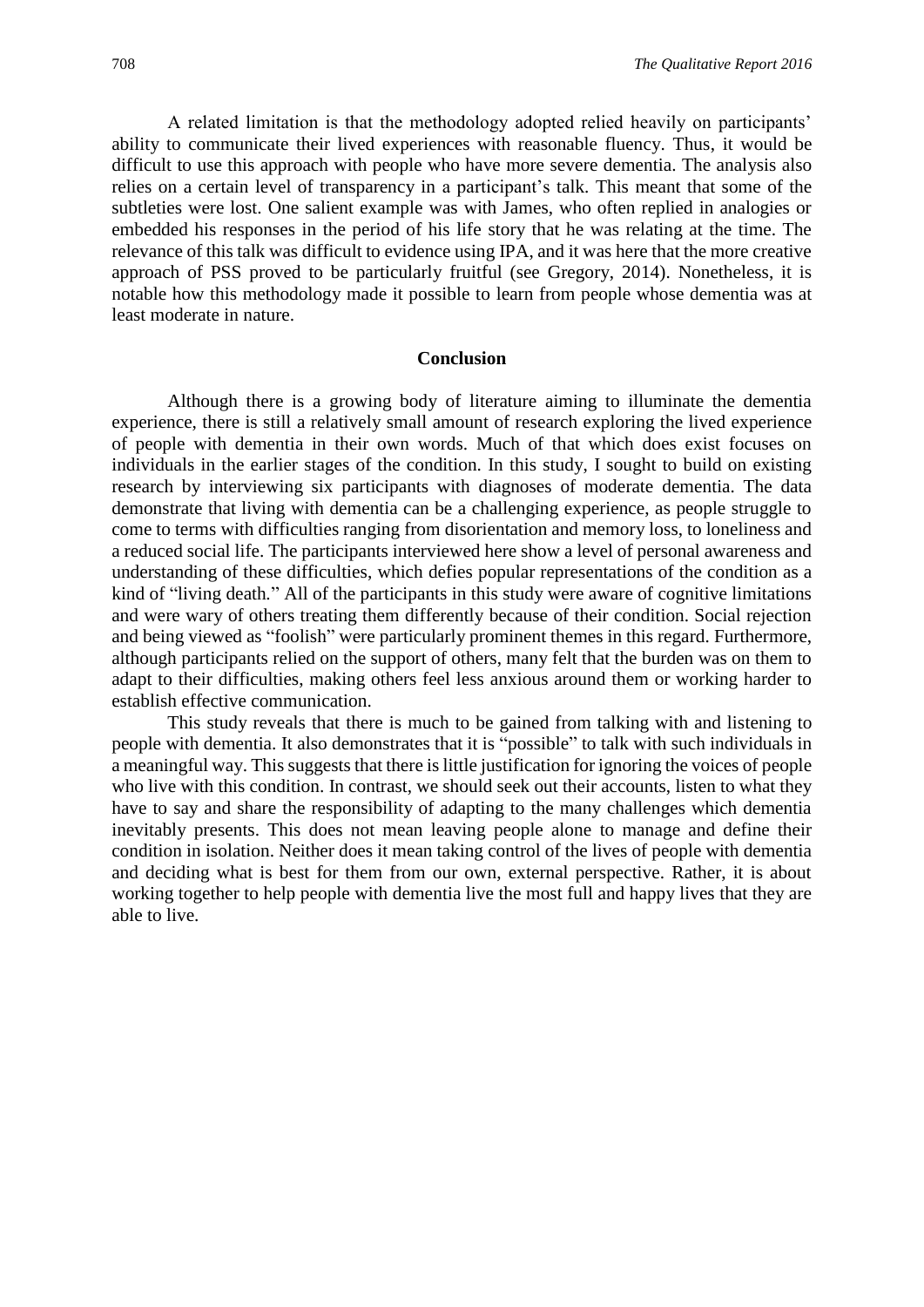A related limitation is that the methodology adopted relied heavily on participants' ability to communicate their lived experiences with reasonable fluency. Thus, it would be difficult to use this approach with people who have more severe dementia. The analysis also relies on a certain level of transparency in a participant's talk. This meant that some of the subtleties were lost. One salient example was with James, who often replied in analogies or embedded his responses in the period of his life story that he was relating at the time. The relevance of this talk was difficult to evidence using IPA, and it was here that the more creative approach of PSS proved to be particularly fruitful (see Gregory, 2014). Nonetheless, it is notable how this methodology made it possible to learn from people whose dementia was at least moderate in nature.

## Conclusion

Although there is a growing body of literature aiming to illuminate the dementia experience, there is still a relatively small amount of research exploring the lived experience of people with dementia in their own words. Much of that which does exist focuses on individuals in the earlier stages of the condition. In this study, I sought to build on existing research by interviewing six participants with diagnoses of moderate dementia. The data demonstrate that living with dementia can be a challenging experience, as people struggle to come to terms with difficulties ranging from disorientation and memory loss, to loneliness and a reduced social life. The participants interviewed here show a level of personal awareness and understanding of these difficulties, which defies popular representations of the condition as a kind of "living death." All of the participants in this study were aware of cognitive limitations and were wary of others treating them differently because of their condition. Social rejection and being viewed as "foolish" were particularly prominent themes in this regard. Furthermore, although participants relied on the support of others, many felt that the burden was on them to adapt to their difficulties, making others feel less anxious around them or working harder to establish effective communication.

This study reveals that there is much to be gained from talking with and listening to people with dementia. It also demonstrates that it is "possible" to talk with such individuals in a meaningful way. This suggests that there is little justification for ignoring the voices of people who live with this condition. In contrast, we should seek out their accounts, listen to what they have to say and share the responsibility of adapting to the many challenges which dementia inevitably presents. This does not mean leaving people alone to manage and define their condition in isolation. Neither does it mean taking control of the lives of people with dementia and deciding what is best for them from our own, external perspective. Rather, it is about working together to help people with dementia live the most full and happy lives that they are able to live.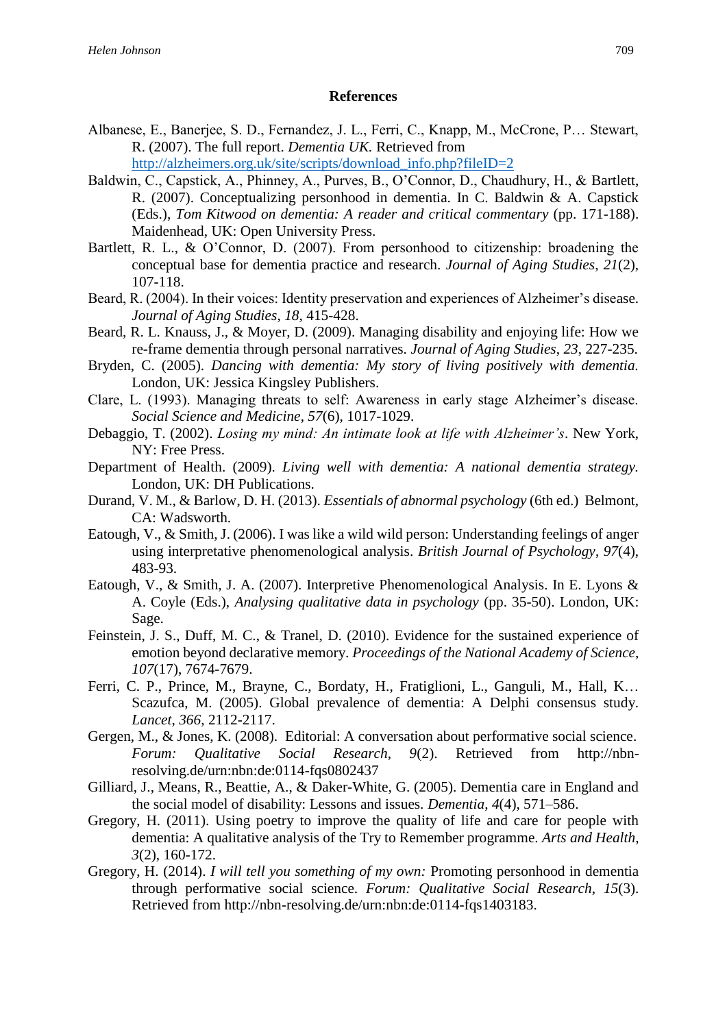## References

Albanese, E., Banerjee, S. D., Fernandez, J. L., Ferri, C., Knapp, M., McCrone, P… Stewart, R. (2007). The full report. *Dementia UK*. Retrieved from http://alzheimers.org.uk/site/scripts/download_info.php?fileID=2

Baldwin, C., Capstick, A., Phinney, A., Purves, B., O'Connor, D., Chaudhury, H., & Bartlett, R. (2007). Conceptualizing personhood in dementia. In C. Baldwin & A. Capstick (Eds.), *Tom Kitwood on dementia: A reader and critical commentary* (pp. 171-188). Maidenhead, UK: Open University Press.

Bartlett, R. L., & O'Connor, D. (2007). From personhood to citizenship: broadening the conceptual base for dementia practice and research. *Journal of Aging Studies*, *21*(2), 107-118.

Beard, R. (2004). In their voices: Identity preservation and experiences of Alzheimer's disease. *Journal of Aging Studies*, *18*, 415-428.

Beard, R. L. Knauss, J., & Moyer, D. (2009). Managing disability and enjoying life: How we re-frame dementia through personal narratives. *Journal of Aging Studies*, *23*, 227-235.

Bryden, C. (2005). *Dancing with dementia: My story of living positively with dementia*. London, UK: Jessica Kingsley Publishers.

Clare, L. (1993). Managing threats to self: Awareness in early stage Alzheimer's disease. *Social Science and Medicine*, *57*(6), 1017-1029.

Debaggio, T. (2002). *Losing my mind: An intimate look at life with Alzheimer's*. New York, NY: Free Press.

Department of Health. (2009). *Living well with dementia: A national dementia strategy*. London, UK: DH Publications.

Durand, V. M., & Barlow, D. H. (2013). *Essentials of abnormal psychology* (6th ed.) Belmont, CA: Wadsworth.

Eatough, V., & Smith, J. (2006). I was like a wild wild person: Understanding feelings of anger using interpretative phenomenological analysis. *British Journal of Psychology*, *97*(4), 483-93.

Eatough, V., & Smith, J. A. (2007). Interpretive Phenomenological Analysis. In E. Lyons & A. Coyle (Eds.), *Analysing qualitative data in psychology* (pp. 35-50). London, UK: Sage.

Feinstein, J. S., Duff, M. C., & Tranel, D. (2010). Evidence for the sustained experience of emotion beyond declarative memory. *Proceedings of the National Academy of Science*, *107*(17), 7674-7679.

Ferri, C. P., Prince, M., Brayne, C., Bordaty, H., Fratiglioni, L., Ganguli, M., Hall, K… Scazufca, M. (2005). Global prevalence of dementia: A Delphi consensus study. *Lancet*, *366*, 2112-2117.

Gergen, M., & Jones, K. (2008). Editorial: A conversation about performative social science. *Forum: Qualitative Social Research*, *9*(2). Retrieved from http://nbn-resolving.de/urn:nbn:de:0114-fqs0802437

Gilliard, J., Means, R., Beattie, A., & Daker-White, G. (2005). Dementia care in England and the social model of disability: Lessons and issues. *Dementia*, *4*(4), 571–586.

Gregory, H. (2011). Using poetry to improve the quality of life and care for people with dementia: A qualitative analysis of the Try to Remember programme. *Arts and Health*, *3*(2), 160-172.

Gregory, H. (2014). *I will tell you something of my own:* Promoting personhood in dementia through performative social science. *Forum: Qualitative Social Research*, *15*(3). Retrieved from http://nbn-resolving.de/urn:nbn:de:0114-fqs1403183.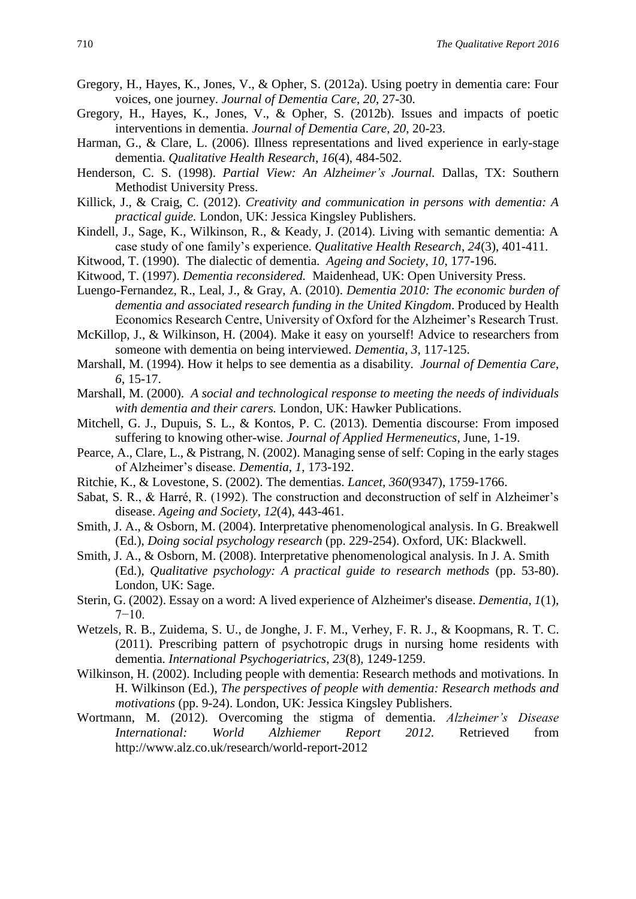Gregory, H., Hayes, K., Jones, V., & Opher, S. (2012a). Using poetry in dementia care: Four voices, one journey. *Journal of Dementia Care*, *20*, 27-30.

Gregory, H., Hayes, K., Jones, V., & Opher, S. (2012b). Issues and impacts of poetic interventions in dementia. *Journal of Dementia Care*, *20*, 20-23.

Harman, G., & Clare, L. (2006). Illness representations and lived experience in early-stage dementia. *Qualitative Health Research*, *16*(4), 484-502.

Henderson, C. S. (1998). *Partial View: An Alzheimer's Journal.* Dallas, TX: Southern Methodist University Press.

Killick, J., & Craig, C. (2012). *Creativity and communication in persons with dementia: A practical guide.* London, UK: Jessica Kingsley Publishers.

Kindell, J., Sage, K., Wilkinson, R., & Keady, J. (2014). Living with semantic dementia: A case study of one family's experience. *Qualitative Health Research*, *24*(3), 401-411.

Kitwood, T. (1990). The dialectic of dementia. *Ageing and Society*, *10*, 177-196.

Kitwood, T. (1997). *Dementia reconsidered.* Maidenhead, UK: Open University Press.

Luengo-Fernandez, R., Leal, J., & Gray, A. (2010). *Dementia 2010: The economic burden of dementia and associated research funding in the United Kingdom*. Produced by Health Economics Research Centre, University of Oxford for the Alzheimer's Research Trust.

McKillop, J., & Wilkinson, H. (2004). Make it easy on yourself! Advice to researchers from someone with dementia on being interviewed. *Dementia*, *3*, 117-125.

Marshall, M. (1994). How it helps to see dementia as a disability. *Journal of Dementia Care*, *6*, 15-17.

Marshall, M. (2000). *A social and technological response to meeting the needs of individuals with dementia and their carers.* London, UK: Hawker Publications.

Mitchell, G. J., Dupuis, S. L., & Kontos, P. C. (2013). Dementia discourse: From imposed suffering to knowing other-wise. *Journal of Applied Hermeneutics*, June, 1-19.

Pearce, A., Clare, L., & Pistrang, N. (2002). Managing sense of self: Coping in the early stages of Alzheimer's disease. *Dementia*, *1*, 173-192.

Ritchie, K., & Lovestone, S. (2002). The dementias. *Lancet*, *360*(9347), 1759-1766.

Sabat, S. R., & Harré, R. (1992). The construction and deconstruction of self in Alzheimer's disease. *Ageing and Society*, *12*(4), 443-461.

Smith, J. A., & Osborn, M. (2004). Interpretative phenomenological analysis. In G. Breakwell (Ed.), *Doing social psychology research* (pp. 229-254). Oxford, UK: Blackwell.

Smith, J. A., & Osborn, M. (2008). Interpretative phenomenological analysis. In J. A. Smith (Ed.), *Qualitative psychology: A practical guide to research methods* (pp. 53-80). London, UK: Sage.

Sterin, G. (2002). Essay on a word: A lived experience of Alzheimer's disease. *Dementia*, *1*(1), 7−10.

Wetzels, R. B., Zuidema, S. U., de Jonghe, J. F. M., Verhey, F. R. J., & Koopmans, R. T. C. (2011). Prescribing pattern of psychotropic drugs in nursing home residents with dementia. *International Psychogeriatrics*, *23*(8), 1249-1259.

Wilkinson, H. (2002). Including people with dementia: Research methods and motivations. In H. Wilkinson (Ed.), *The perspectives of people with dementia: Research methods and motivations* (pp. 9-24). London, UK: Jessica Kingsley Publishers.

Wortmann, M. (2012). Overcoming the stigma of dementia. *Alzheimer's Disease International: World Alzhiemer Report 2012*. Retrieved from http://www.alz.co.uk/research/world-report-2012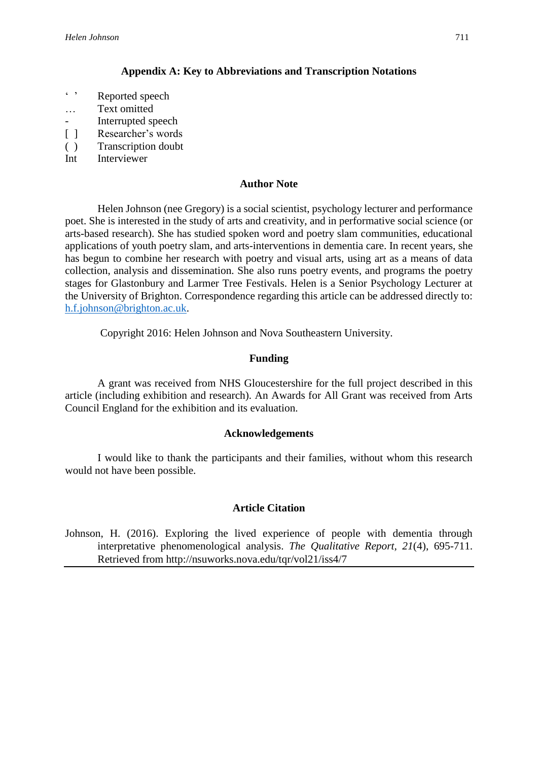## Appendix A: Key to Abbreviations and Transcription Notations

| | |
|---|---|
| ‘ ’ | Reported speech |
| … | Text omitted |
| - | Interrupted speech |
| [ ] | Researcher's words |
| ( ) | Transcription doubt |
| Int | Interviewer |

## Author Note

Helen Johnson (nee Gregory) is a social scientist, psychology lecturer and performance poet. She is interested in the study of arts and creativity, and in performative social science (or arts-based research). She has studied spoken word and poetry slam communities, educational applications of youth poetry slam, and arts-interventions in dementia care. In recent years, she has begun to combine her research with poetry and visual arts, using art as a means of data collection, analysis and dissemination. She also runs poetry events, and programs the poetry stages for Glastonbury and Larmer Tree Festivals. Helen is a Senior Psychology Lecturer at the University of Brighton. Correspondence regarding this article can be addressed directly to: h.f.johnson@brighton.ac.uk.

Copyright 2016: Helen Johnson and Nova Southeastern University.

## Funding

A grant was received from NHS Gloucestershire for the full project described in this article (including exhibition and research). An Awards for All Grant was received from Arts Council England for the exhibition and its evaluation.

## Acknowledgements

I would like to thank the participants and their families, without whom this research would not have been possible.

## Article Citation

Johnson, H. (2016). Exploring the lived experience of people with dementia through interpretative phenomenological analysis. *The Qualitative Report, 21*(4), 695-711. Retrieved from http://nsuworks.nova.edu/tqr/vol21/iss4/7